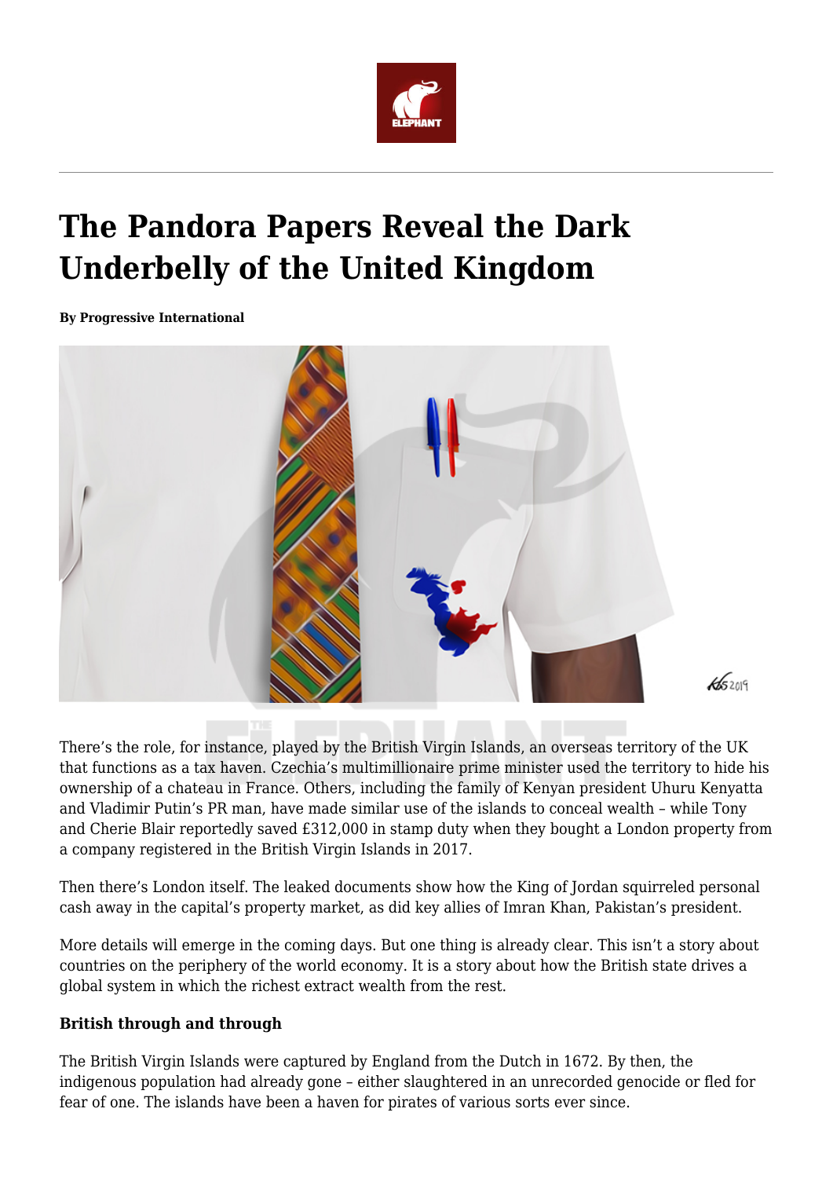# The Pandora Papers Reveal the Dark Underbelly of the United Kingdom

**By Progressive International**

There's the role, for instance, played by the British Virgin Islands, an overseas territory of the UK that functions as a tax haven. Czechia's multimillionaire prime minister used the territory to hide his ownership of a chateau in France. Others, including the family of Kenyan president Uhuru Kenyatta and Vladimir Putin's PR man, have made similar use of the islands to conceal wealth – while Tony and Cherie Blair reportedly saved £312,000 in stamp duty when they bought a London property from a company registered in the British Virgin Islands in 2017.

Then there's London itself. The leaked documents show how the King of Jordan squirreled personal cash away in the capital's property market, as did key allies of Imran Khan, Pakistan's president.

More details will emerge in the coming days. But one thing is already clear. This isn't a story about countries on the periphery of the world economy. It is a story about how the British state drives a global system in which the richest extract wealth from the rest.

**British through and through**

The British Virgin Islands were captured by England from the Dutch in 1672. By then, the indigenous population had already gone – either slaughtered in an unrecorded genocide or fled for fear of one. The islands have been a haven for pirates of various sorts ever since.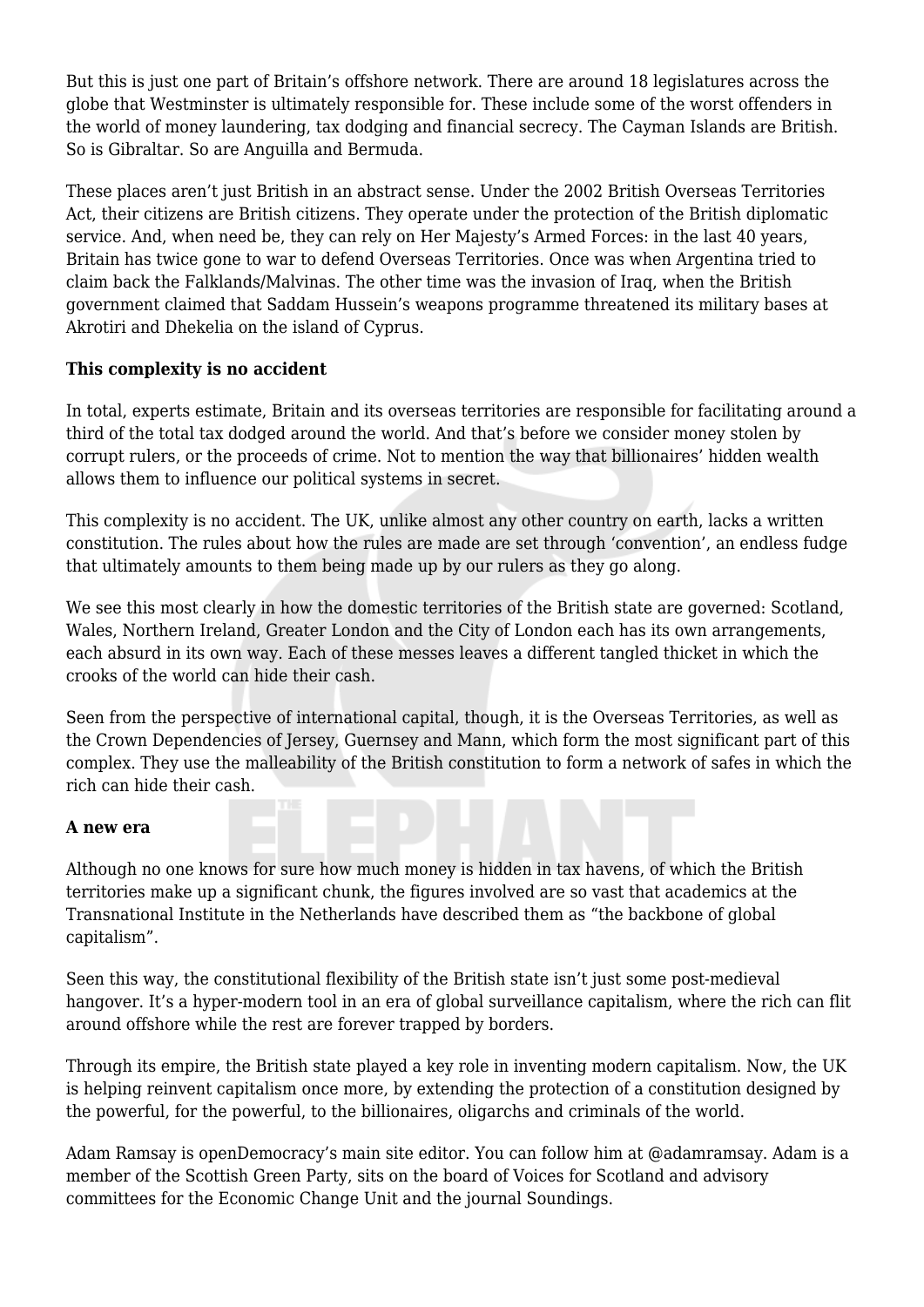But this is just one part of Britain's offshore network. There are around 18 legislatures across the globe that Westminster is ultimately responsible for. These include some of the worst offenders in the world of money laundering, tax dodging and financial secrecy. The Cayman Islands are British. So is Gibraltar. So are Anguilla and Bermuda.

These places aren't just British in an abstract sense. Under the 2002 British Overseas Territories Act, their citizens are British citizens. They operate under the protection of the British diplomatic service. And, when need be, they can rely on Her Majesty's Armed Forces: in the last 40 years, Britain has twice gone to war to defend Overseas Territories. Once was when Argentina tried to claim back the Falklands/Malvinas. The other time was the invasion of Iraq, when the British government claimed that Saddam Hussein's weapons programme threatened its military bases at Akrotiri and Dhekelia on the island of Cyprus.

**This complexity is no accident**

In total, experts estimate, Britain and its overseas territories are responsible for facilitating around a third of the total tax dodged around the world. And that's before we consider money stolen by corrupt rulers, or the proceeds of crime. Not to mention the way that billionaires' hidden wealth allows them to influence our political systems in secret.

This complexity is no accident. The UK, unlike almost any other country on earth, lacks a written constitution. The rules about how the rules are made are set through 'convention', an endless fudge that ultimately amounts to them being made up by our rulers as they go along.

We see this most clearly in how the domestic territories of the British state are governed: Scotland, Wales, Northern Ireland, Greater London and the City of London each has its own arrangements, each absurd in its own way. Each of these messes leaves a different tangled thicket in which the crooks of the world can hide their cash.

Seen from the perspective of international capital, though, it is the Overseas Territories, as well as the Crown Dependencies of Jersey, Guernsey and Mann, which form the most significant part of this complex. They use the malleability of the British constitution to form a network of safes in which the rich can hide their cash.

**A new era**

Although no one knows for sure how much money is hidden in tax havens, of which the British territories make up a significant chunk, the figures involved are so vast that academics at the Transnational Institute in the Netherlands have described them as "the backbone of global capitalism".

Seen this way, the constitutional flexibility of the British state isn't just some post-medieval hangover. It's a hyper-modern tool in an era of global surveillance capitalism, where the rich can flit around offshore while the rest are forever trapped by borders.

Through its empire, the British state played a key role in inventing modern capitalism. Now, the UK is helping reinvent capitalism once more, by extending the protection of a constitution designed by the powerful, for the powerful, to the billionaires, oligarchs and criminals of the world.

Adam Ramsay is openDemocracy's main site editor. You can follow him at @adamramsay. Adam is a member of the Scottish Green Party, sits on the board of Voices for Scotland and advisory committees for the Economic Change Unit and the journal Soundings.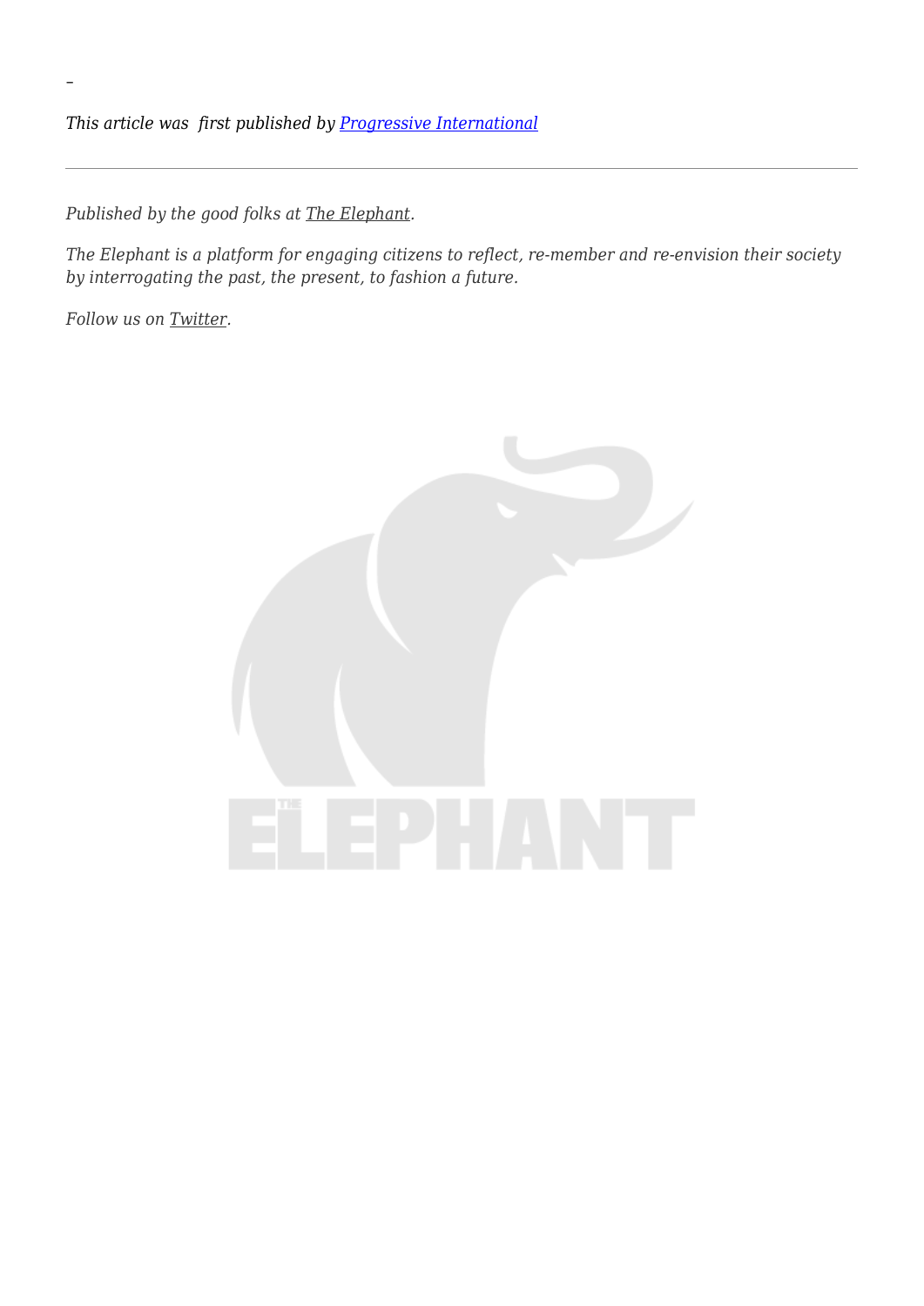–

*This article was first published by [Progressive International](#)*

---

*Published by the good folks at [The Elephant](#).*

*The Elephant is a platform for engaging citizens to reflect, re-member and re-envision their society by interrogating the past, the present, to fashion a future.*

*Follow us on [Twitter](#).*